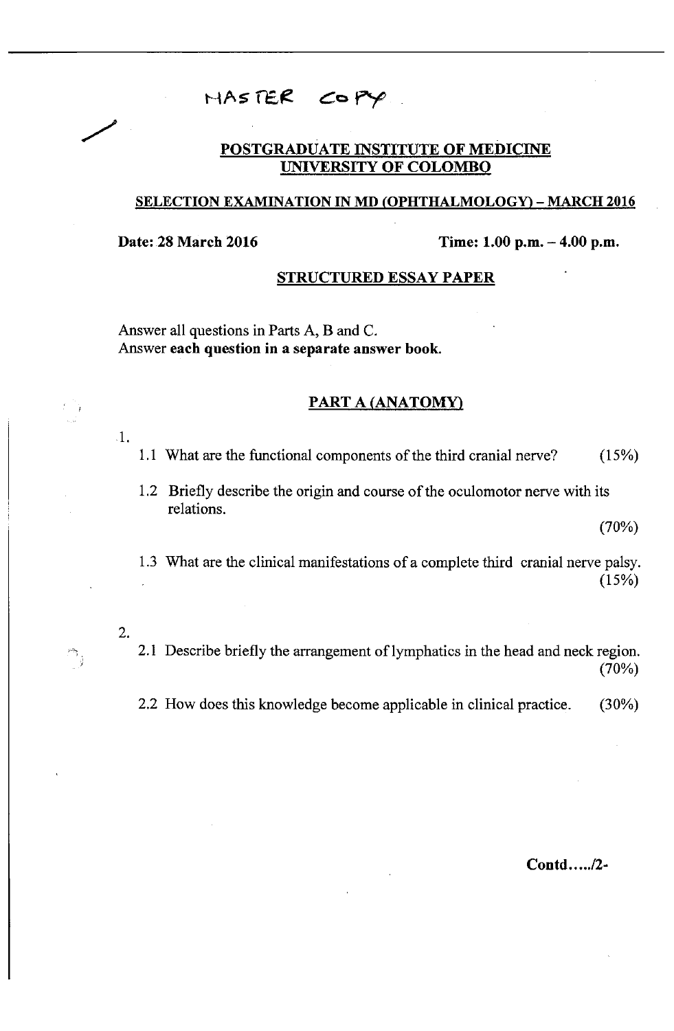MASTER COPY

## POSTGRADUATE INSTITUTE OF MEDICINE
## UNIVERSITY OF COLOMBO

### SELECTION EXAMINATION IN MD (OPHTHALMOLOGY) – MARCH 2016

**Date: 28 March 2016** **Time: 1.00 p.m. – 4.00 p.m.**

### STRUCTURED ESSAY PAPER

Answer all questions in Parts A, B and C.
Answer **each question in a separate answer book.**

### PART A (ANATOMY)

1.

1.1 What are the functional components of the third cranial nerve? (15%)

1.2 Briefly describe the origin and course of the oculomotor nerve with its relations. (70%)

1.3 What are the clinical manifestations of a complete third cranial nerve palsy. (15%)

2.

2.1 Describe briefly the arrangement of lymphatics in the head and neck region. (70%)

2.2 How does this knowledge become applicable in clinical practice. (30%)

**Contd...../2-**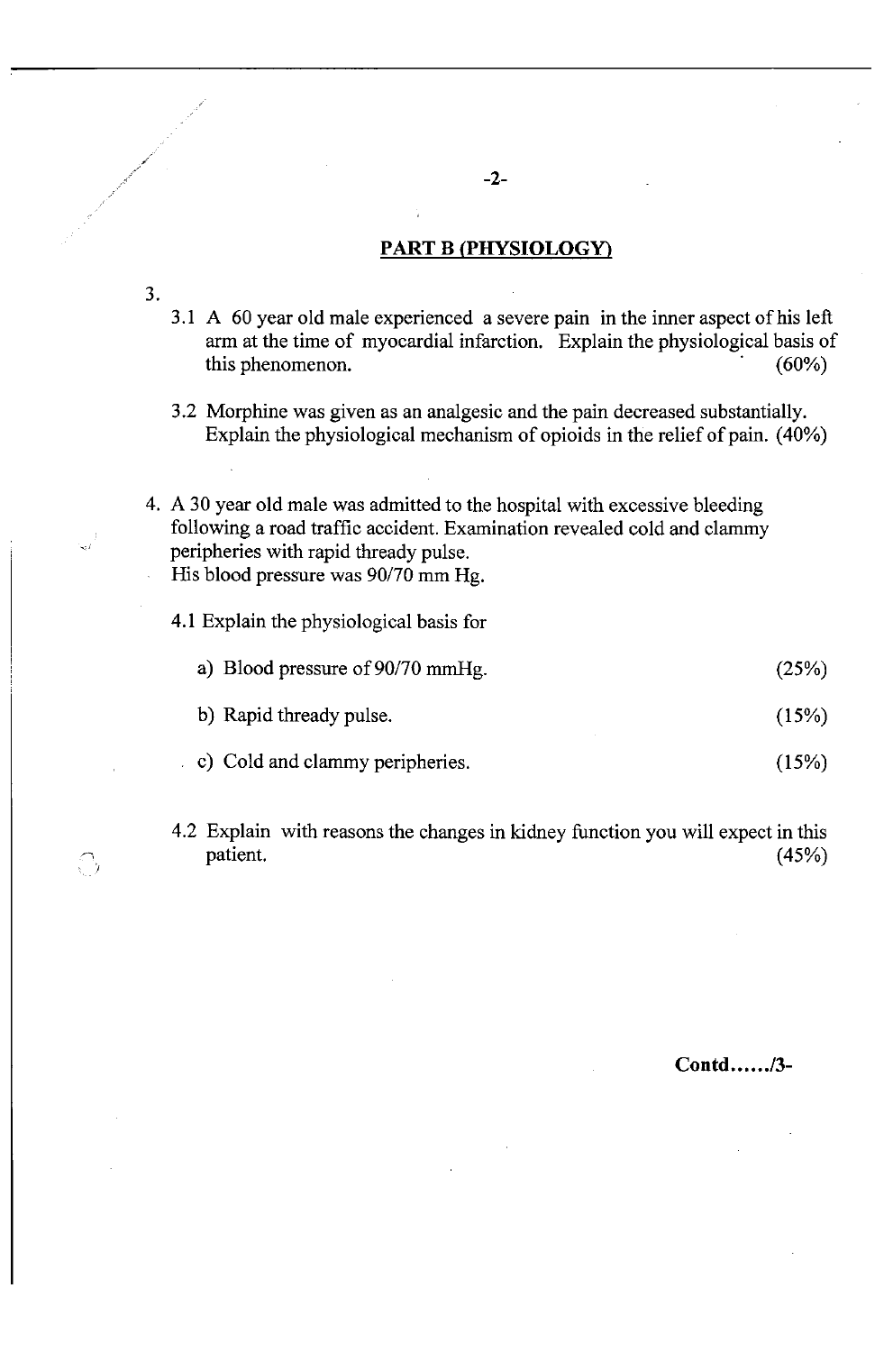## PART B (PHYSIOLOGY)

3.

3.1 A 60 year old male experienced a severe pain in the inner aspect of his left arm at the time of myocardial infarction. Explain the physiological basis of this phenomenon. (60%)

3.2 Morphine was given as an analgesic and the pain decreased substantially. Explain the physiological mechanism of opioids in the relief of pain. (40%)

4. A 30 year old male was admitted to the hospital with excessive bleeding following a road traffic accident. Examination revealed cold and clammy peripheries with rapid thready pulse.
His blood pressure was 90/70 mm Hg.

4.1 Explain the physiological basis for

a) Blood pressure of 90/70 mmHg. (25%)

b) Rapid thready pulse. (15%)

c) Cold and clammy peripheries. (15%)

4.2 Explain with reasons the changes in kidney function you will expect in this patient. (45%)

**Contd....../3-**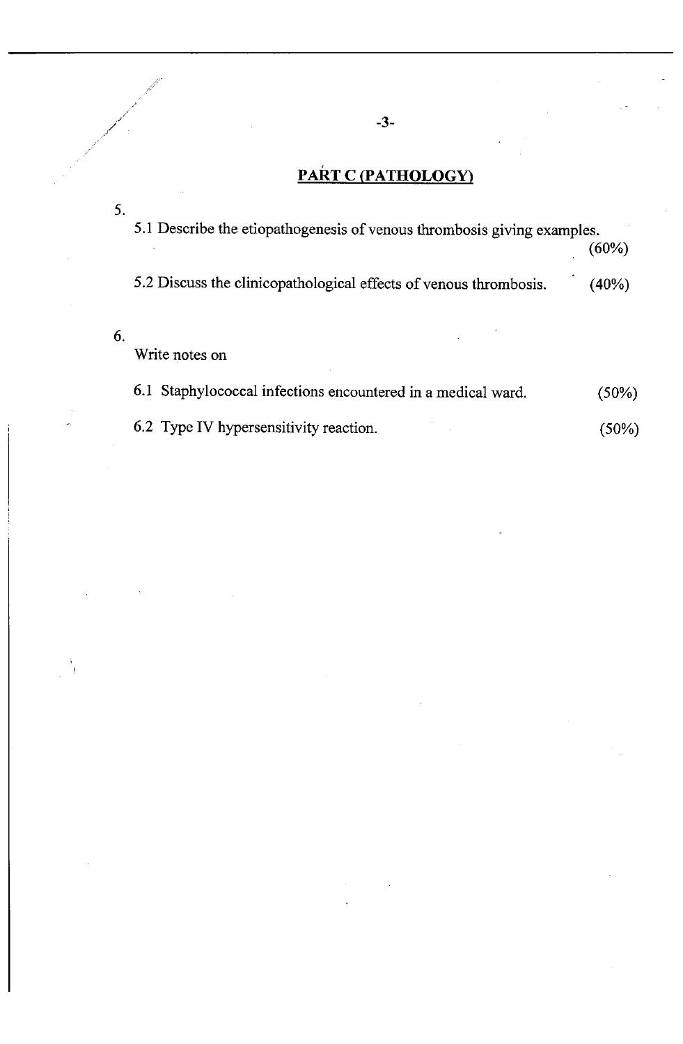## PART C (PATHOLOGY)

5.

5.1 Describe the etiopathogenesis of venous thrombosis giving examples. (60%)

5.2 Discuss the clinicopathological effects of venous thrombosis. (40%)

6.

Write notes on

6.1 Staphylococcal infections encountered in a medical ward. (50%)

6.2 Type IV hypersensitivity reaction. (50%)